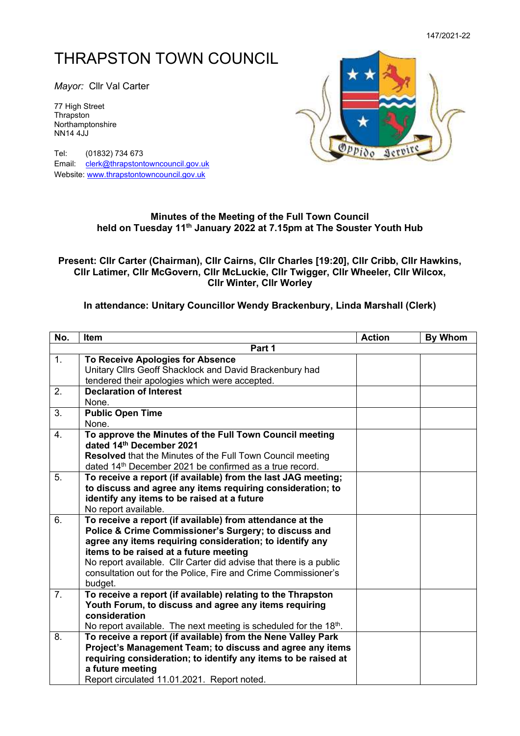147/2021-22

# THRAPSTON TOWN COUNCIL

*Mayor:* Cllr Val Carter

77 High Street
Thrapston
Northamptonshire
NN14 4JJ

Tel: (01832) 734 673
Email: clerk@thrapstontowncouncil.gov.uk
Website: www.thrapstontowncouncil.gov.uk

**Minutes of the Meeting of the Full Town Council held on Tuesday 11th January 2022 at 7.15pm at The Souster Youth Hub**

**Present: Cllr Carter (Chairman), Cllr Cairns, Cllr Charles [19:20], Cllr Cribb, Cllr Hawkins, Cllr Latimer, Cllr McGovern, Cllr McLuckie, Cllr Twigger, Cllr Wheeler, Cllr Wilcox, Cllr Winter, Cllr Worley**

**In attendance: Unitary Councillor Wendy Brackenbury, Linda Marshall (Clerk)**

| No. | Item | Action | By Whom |
|---|---|---|---|
| | **Part 1** | | |
| 1. | **To Receive Apologies for Absence**<br>Unitary Cllrs Geoff Shacklock and David Brackenbury had tendered their apologies which were accepted. | | |
| 2. | **Declaration of Interest**<br>None. | | |
| 3. | **Public Open Time**<br>None. | | |
| 4. | **To approve the Minutes of the Full Town Council meeting dated 14th December 2021**<br>**Resolved** that the Minutes of the Full Town Council meeting dated 14th December 2021 be confirmed as a true record. | | |
| 5. | **To receive a report (if available) from the last JAG meeting; to discuss and agree any items requiring consideration; to identify any items to be raised at a future**<br>No report available. | | |
| 6. | **To receive a report (if available) from attendance at the Police & Crime Commissioner's Surgery; to discuss and agree any items requiring consideration; to identify any items to be raised at a future meeting**<br>No report available. Cllr Carter did advise that there is a public consultation out for the Police, Fire and Crime Commissioner's budget. | | |
| 7. | **To receive a report (if available) relating to the Thrapston Youth Forum, to discuss and agree any items requiring consideration**<br>No report available. The next meeting is scheduled for the 18th. | | |
| 8. | **To receive a report (if available) from the Nene Valley Park Project's Management Team; to discuss and agree any items requiring consideration; to identify any items to be raised at a future meeting**<br>Report circulated 11.01.2021. Report noted. | | |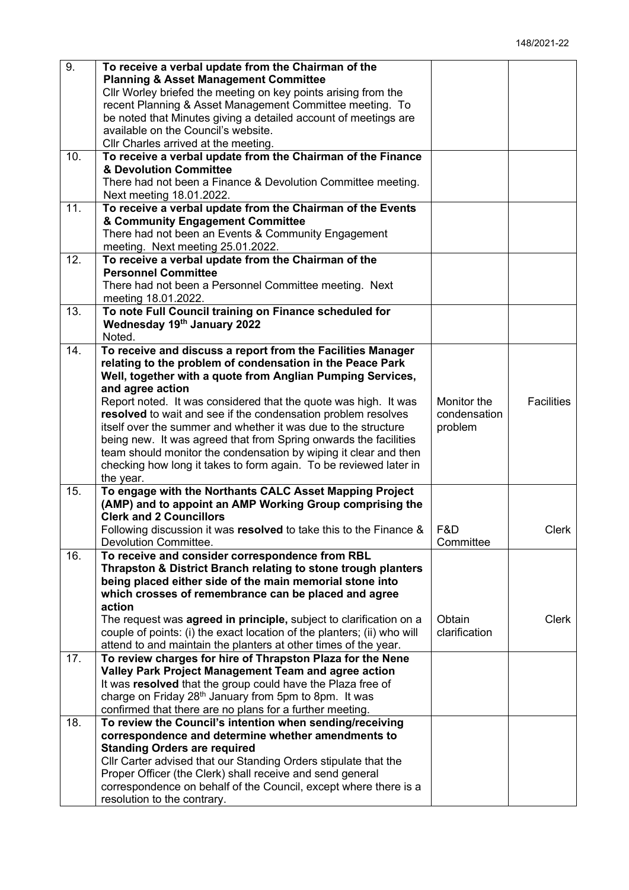| | | | |
|---|---|---|---|
| 9. | **To receive a verbal update from the Chairman of the Planning & Asset Management Committee**<br>Cllr Worley briefed the meeting on key points arising from the recent Planning & Asset Management Committee meeting. To be noted that Minutes giving a detailed account of meetings are available on the Council's website.<br>Cllr Charles arrived at the meeting. | | |
| 10. | **To receive a verbal update from the Chairman of the Finance & Devolution Committee**<br>There had not been a Finance & Devolution Committee meeting. Next meeting 18.01.2022. | | |
| 11. | **To receive a verbal update from the Chairman of the Events & Community Engagement Committee**<br>There had not been an Events & Community Engagement meeting. Next meeting 25.01.2022. | | |
| 12. | **To receive a verbal update from the Chairman of the Personnel Committee**<br>There had not been a Personnel Committee meeting. Next meeting 18.01.2022. | | |
| 13. | **To note Full Council training on Finance scheduled for Wednesday 19th January 2022**<br>Noted. | | |
| 14. | **To receive and discuss a report from the Facilities Manager relating to the problem of condensation in the Peace Park Well, together with a quote from Anglian Pumping Services, and agree action**<br>Report noted. It was considered that the quote was high. It was **resolved** to wait and see if the condensation problem resolves itself over the summer and whether it was due to the structure being new. It was agreed that from Spring onwards the facilities team should monitor the condensation by wiping it clear and then checking how long it takes to form again. To be reviewed later in the year. | Monitor the condensation problem | Facilities |
| 15. | **To engage with the Northants CALC Asset Mapping Project (AMP) and to appoint an AMP Working Group comprising the Clerk and 2 Councillors**<br>Following discussion it was **resolved** to take this to the Finance & Devolution Committee. | F&D Committee | Clerk |
| 16. | **To receive and consider correspondence from RBL Thrapston & District Branch relating to stone trough planters being placed either side of the main memorial stone into which crosses of remembrance can be placed and agree action**<br>The request was **agreed in principle,** subject to clarification on a couple of points: (i) the exact location of the planters; (ii) who will attend to and maintain the planters at other times of the year. | Obtain clarification | Clerk |
| 17. | **To review charges for hire of Thrapston Plaza for the Nene Valley Park Project Management Team and agree action**<br>It was **resolved** that the group could have the Plaza free of charge on Friday 28th January from 5pm to 8pm. It was confirmed that there are no plans for a further meeting. | | |
| 18. | **To review the Council's intention when sending/receiving correspondence and determine whether amendments to Standing Orders are required**<br>Cllr Carter advised that our Standing Orders stipulate that the Proper Officer (the Clerk) shall receive and send general correspondence on behalf of the Council, except where there is a resolution to the contrary. | | |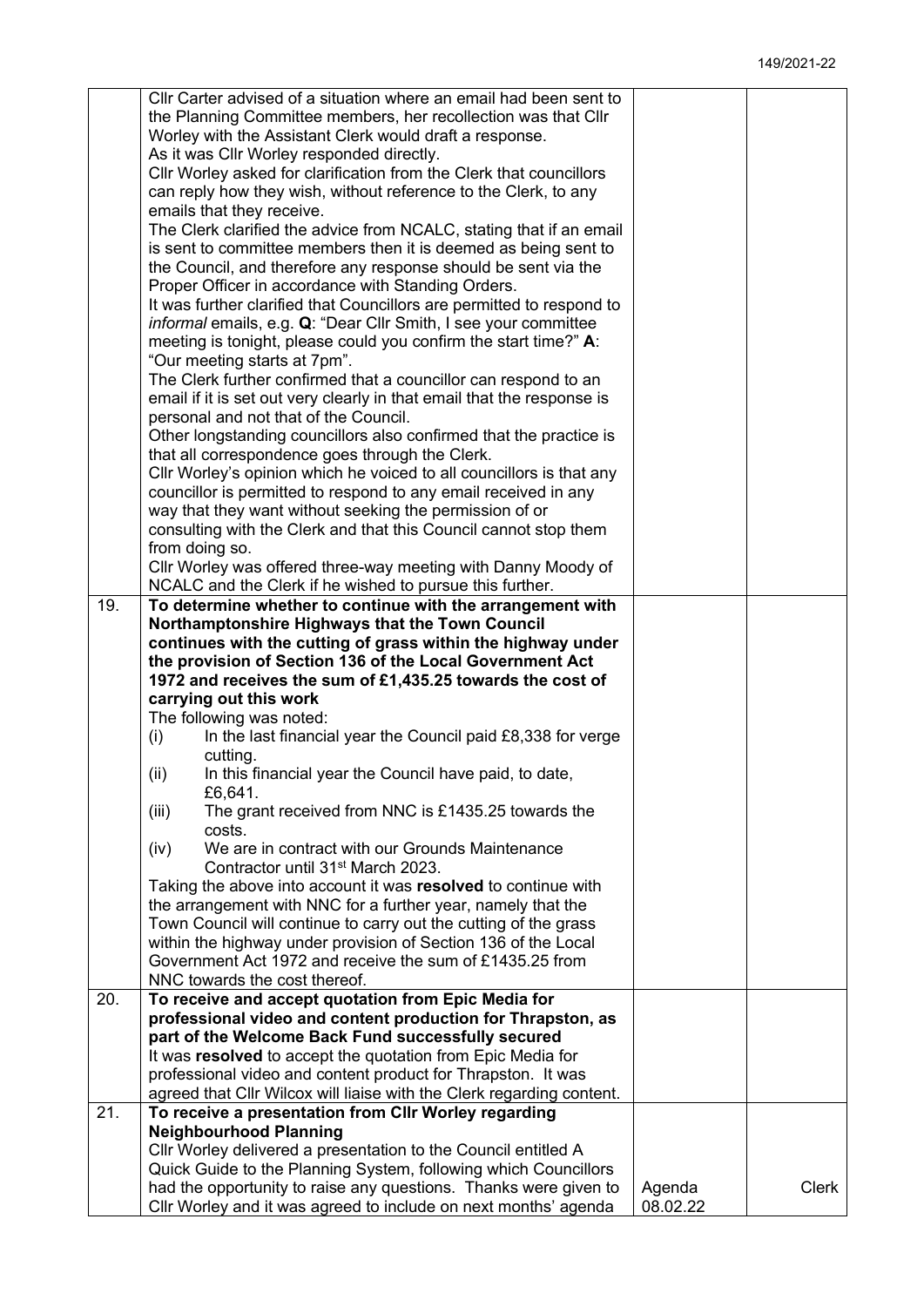| | | | |
|---|---|---|---|
| | Cllr Carter advised of a situation where an email had been sent to the Planning Committee members, her recollection was that Cllr Worley with the Assistant Clerk would draft a response. As it was Cllr Worley responded directly. Cllr Worley asked for clarification from the Clerk that councillors can reply how they wish, without reference to the Clerk, to any emails that they receive. The Clerk clarified the advice from NCALC, stating that if an email is sent to committee members then it is deemed as being sent to the Council, and therefore any response should be sent via the Proper Officer in accordance with Standing Orders. It was further clarified that Councillors are permitted to respond to *informal* emails, e.g. **Q**: "Dear Cllr Smith, I see your committee meeting is tonight, please could you confirm the start time?" **A**: "Our meeting starts at 7pm". The Clerk further confirmed that a councillor can respond to an email if it is set out very clearly in that email that the response is personal and not that of the Council. Other longstanding councillors also confirmed that the practice is that all correspondence goes through the Clerk. Cllr Worley's opinion which he voiced to all councillors is that any councillor is permitted to respond to any email received in any way that they want without seeking the permission of or consulting with the Clerk and that this Council cannot stop them from doing so. Cllr Worley was offered three-way meeting with Danny Moody of NCALC and the Clerk if he wished to pursue this further. | | |
| 19. | **To determine whether to continue with the arrangement with Northamptonshire Highways that the Town Council continues with the cutting of grass within the highway under the provision of Section 136 of the Local Government Act 1972 and receives the sum of £1,435.25 towards the cost of carrying out this work**<br>The following was noted:<br>(i) In the last financial year the Council paid £8,338 for verge cutting.<br>(ii) In this financial year the Council have paid, to date, £6,641.<br>(iii) The grant received from NNC is £1435.25 towards the costs.<br>(iv) We are in contract with our Grounds Maintenance Contractor until 31st March 2023.<br>Taking the above into account it was **resolved** to continue with the arrangement with NNC for a further year, namely that the Town Council will continue to carry out the cutting of the grass within the highway under provision of Section 136 of the Local Government Act 1972 and receive the sum of £1435.25 from NNC towards the cost thereof. | | |
| 20. | **To receive and accept quotation from Epic Media for professional video and content production for Thrapston, as part of the Welcome Back Fund successfully secured**<br>It was **resolved** to accept the quotation from Epic Media for professional video and content product for Thrapston. It was agreed that Cllr Wilcox will liaise with the Clerk regarding content. | | |
| 21. | **To receive a presentation from Cllr Worley regarding Neighbourhood Planning**<br>Cllr Worley delivered a presentation to the Council entitled A Quick Guide to the Planning System, following which Councillors had the opportunity to raise any questions. Thanks were given to Cllr Worley and it was agreed to include on next months' agenda | Agenda 08.02.22 | Clerk |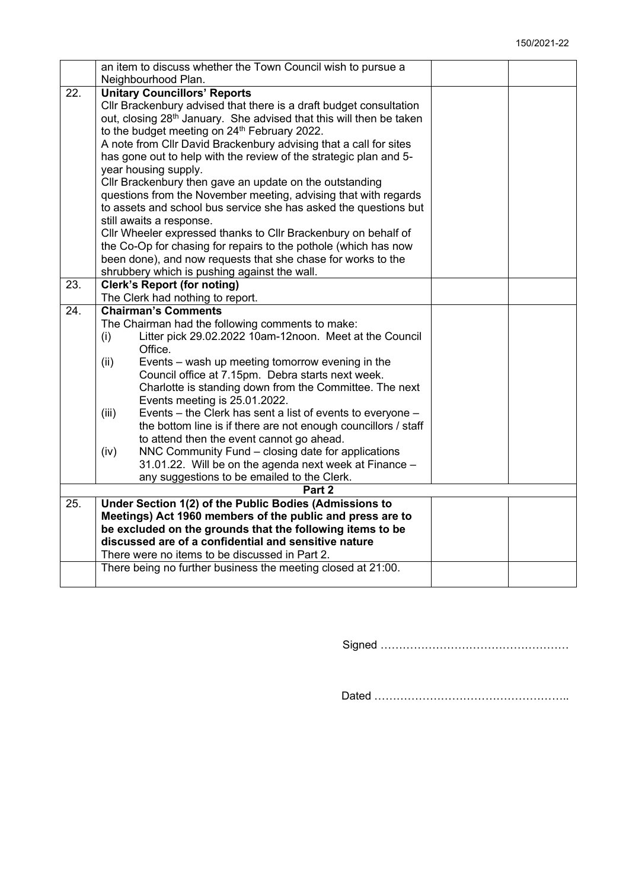| | | | |
|---|---|---|---|
| | an item to discuss whether the Town Council wish to pursue a Neighbourhood Plan. | | |
| 22. | **Unitary Councillors' Reports**<br>Cllr Brackenbury advised that there is a draft budget consultation out, closing 28th January. She advised that this will then be taken to the budget meeting on 24th February 2022.<br>A note from Cllr David Brackenbury advising that a call for sites has gone out to help with the review of the strategic plan and 5-year housing supply.<br>Cllr Brackenbury then gave an update on the outstanding questions from the November meeting, advising that with regards to assets and school bus service she has asked the questions but still awaits a response.<br>Cllr Wheeler expressed thanks to Cllr Brackenbury on behalf of the Co-Op for chasing for repairs to the pothole (which has now been done), and now requests that she chase for works to the shrubbery which is pushing against the wall. | | |
| 23. | **Clerk's Report (for noting)**<br>The Clerk had nothing to report. | | |
| 24. | **Chairman's Comments**<br>The Chairman had the following comments to make:<br>(i) Litter pick 29.02.2022 10am-12noon. Meet at the Council Office.<br>(ii) Events – wash up meeting tomorrow evening in the Council office at 7.15pm. Debra starts next week. Charlotte is standing down from the Committee. The next Events meeting is 25.01.2022.<br>(iii) Events – the Clerk has sent a list of events to everyone – the bottom line is if there are not enough councillors / staff to attend then the event cannot go ahead.<br>(iv) NNC Community Fund – closing date for applications 31.01.22. Will be on the agenda next week at Finance – any suggestions to be emailed to the Clerk. | | |
| | **Part 2** | | |
| 25. | **Under Section 1(2) of the Public Bodies (Admissions to Meetings) Act 1960 members of the public and press are to be excluded on the grounds that the following items to be discussed are of a confidential and sensitive nature**<br>There were no items to be discussed in Part 2. | | |
| | There being no further business the meeting closed at 21:00. | | |

Signed ……………………………………………

Dated ……………………………………………..